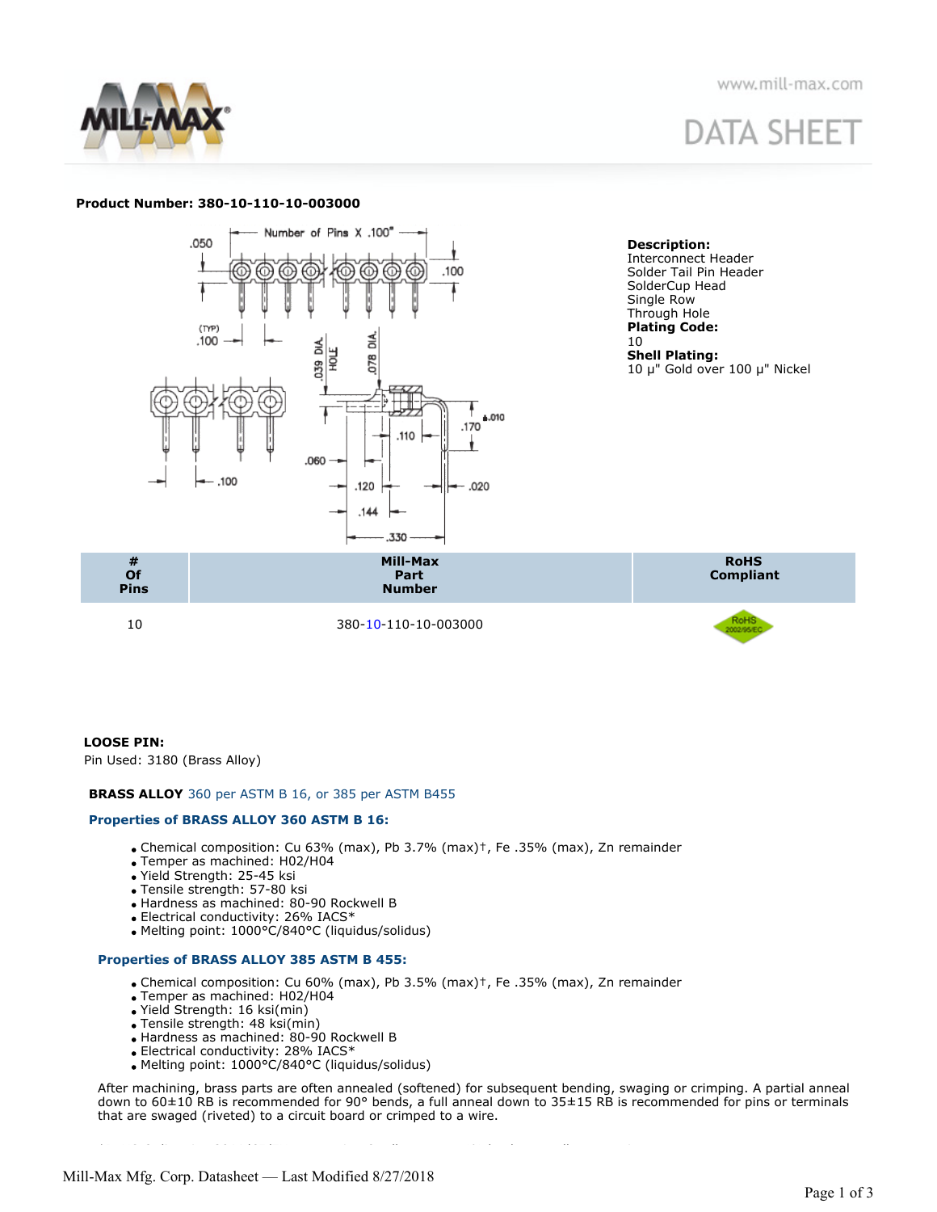**Product Number: 380-10-110-10-003000**

**Description:**
Interconnect Header
Solder Tail Pin Header
SolderCup Head
Single Row
Through Hole

**Plating Code:**
10

**Shell Plating:**
10 µ" Gold over 100 µ" Nickel

| # Of Pins | Mill-Max Part Number | RoHS Compliant |
|---|---|---|
| 10 | 380-10-110-10-003000 | RoHS 2002/95/EC |

**LOOSE PIN:**
Pin Used: 3180 (Brass Alloy)

**BRASS ALLOY** 360 per ASTM B 16, or 385 per ASTM B455

### Properties of BRASS ALLOY 360 ASTM B 16:

- Chemical composition: Cu 63% (max), Pb 3.7% (max)†, Fe .35% (max), Zn remainder
- Temper as machined: H02/H04
- Yield Strength: 25-45 ksi
- Tensile strength: 57-80 ksi
- Hardness as machined: 80-90 Rockwell B
- Electrical conductivity: 26% IACS*
- Melting point: 1000°C/840°C (liquidus/solidus)

### Properties of BRASS ALLOY 385 ASTM B 455:

- Chemical composition: Cu 60% (max), Pb 3.5% (max)†, Fe .35% (max), Zn remainder
- Temper as machined: H02/H04
- Yield Strength: 16 ksi(min)
- Tensile strength: 48 ksi(min)
- Hardness as machined: 80-90 Rockwell B
- Electrical conductivity: 28% IACS*
- Melting point: 1000°C/840°C (liquidus/solidus)

After machining, brass parts are often annealed (softened) for subsequent bending, swaging or crimping. A partial anneal down to 60±10 RB is recommended for 90° bends, a full anneal down to 35±15 RB is recommended for pins or terminals that are swaged (riveted) to a circuit board or crimped to a wire.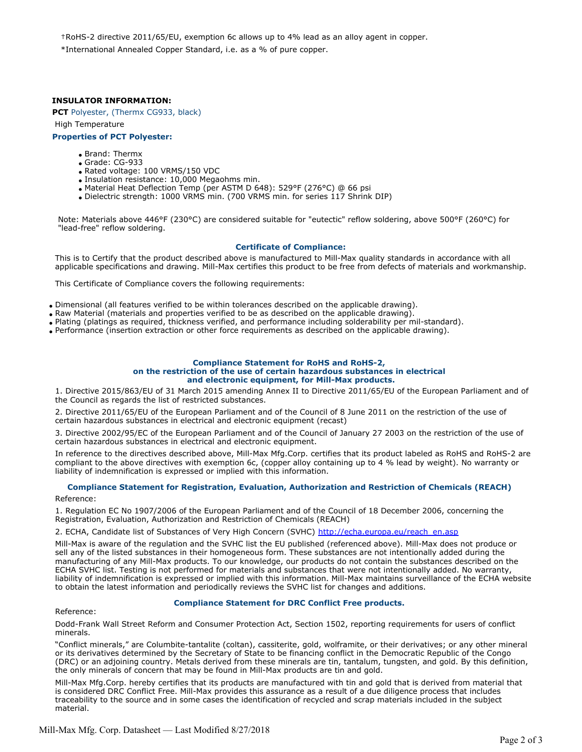†RoHS-2 directive 2011/65/EU, exemption 6c allows up to 4% lead as an alloy agent in copper.

*International Annealed Copper Standard, i.e. as a % of pure copper.

**INSULATOR INFORMATION:**

**PCT** Polyester, (Thermx CG933, black)

High Temperature

**Properties of PCT Polyester:**

- Brand: Thermx
- Grade: CG-933
- Rated voltage: 100 VRMS/150 VDC
- Insulation resistance: 10,000 Megaohms min.
- Material Heat Deflection Temp (per ASTM D 648): 529°F (276°C) @ 66 psi
- Dielectric strength: 1000 VRMS min. (700 VRMS min. for series 117 Shrink DIP)

Note: Materials above 446°F (230°C) are considered suitable for "eutectic" reflow soldering, above 500°F (260°C) for "lead-free" reflow soldering.

**Certificate of Compliance:**

This is to Certify that the product described above is manufactured to Mill-Max quality standards in accordance with all applicable specifications and drawing. Mill-Max certifies this product to be free from defects of materials and workmanship.

This Certificate of Compliance covers the following requirements:

- Dimensional (all features verified to be within tolerances described on the applicable drawing).
- Raw Material (materials and properties verified to be as described on the applicable drawing).
- Plating (platings as required, thickness verified, and performance including solderability per mil-standard).
- Performance (insertion extraction or other force requirements as described on the applicable drawing).

**Compliance Statement for RoHS and RoHS-2, on the restriction of the use of certain hazardous substances in electrical and electronic equipment, for Mill-Max products.**

1. Directive 2015/863/EU of 31 March 2015 amending Annex II to Directive 2011/65/EU of the European Parliament and of the Council as regards the list of restricted substances.

2. Directive 2011/65/EU of the European Parliament and of the Council of 8 June 2011 on the restriction of the use of certain hazardous substances in electrical and electronic equipment (recast)

3. Directive 2002/95/EC of the European Parliament and of the Council of January 27 2003 on the restriction of the use of certain hazardous substances in electrical and electronic equipment.

In reference to the directives described above, Mill-Max Mfg.Corp. certifies that its product labeled as RoHS and RoHS-2 are compliant to the above directives with exemption 6c, (copper alloy containing up to 4 % lead by weight). No warranty or liability of indemnification is expressed or implied with this information.

**Compliance Statement for Registration, Evaluation, Authorization and Restriction of Chemicals (REACH)**

Reference:

1. Regulation EC No 1907/2006 of the European Parliament and of the Council of 18 December 2006, concerning the Registration, Evaluation, Authorization and Restriction of Chemicals (REACH)

2. ECHA, Candidate list of Substances of Very High Concern (SVHC) http://echa.europa.eu/reach_en.asp

Mill-Max is aware of the regulation and the SVHC list the EU published (referenced above). Mill-Max does not produce or sell any of the listed substances in their homogeneous form. These substances are not intentionally added during the manufacturing of any Mill-Max products. To our knowledge, our products do not contain the substances described on the ECHA SVHC list. Testing is not performed for materials and substances that were not intentionally added. No warranty, liability of indemnification is expressed or implied with this information. Mill-Max maintains surveillance of the ECHA website to obtain the latest information and periodically reviews the SVHC list for changes and additions.

**Compliance Statement for DRC Conflict Free products.**

Reference:

Dodd-Frank Wall Street Reform and Consumer Protection Act, Section 1502, reporting requirements for users of conflict minerals.

"Conflict minerals," are Columbite-tantalite (coltan), cassiterite, gold, wolframite, or their derivatives; or any other mineral or its derivatives determined by the Secretary of State to be financing conflict in the Democratic Republic of the Congo (DRC) or an adjoining country. Metals derived from these minerals are tin, tantalum, tungsten, and gold. By this definition, the only minerals of concern that may be found in Mill-Max products are tin and gold.

Mill-Max Mfg.Corp. hereby certifies that its products are manufactured with tin and gold that is derived from material that is considered DRC Conflict Free. Mill-Max provides this assurance as a result of a due diligence process that includes traceability to the source and in some cases the identification of recycled and scrap materials included in the subject material.